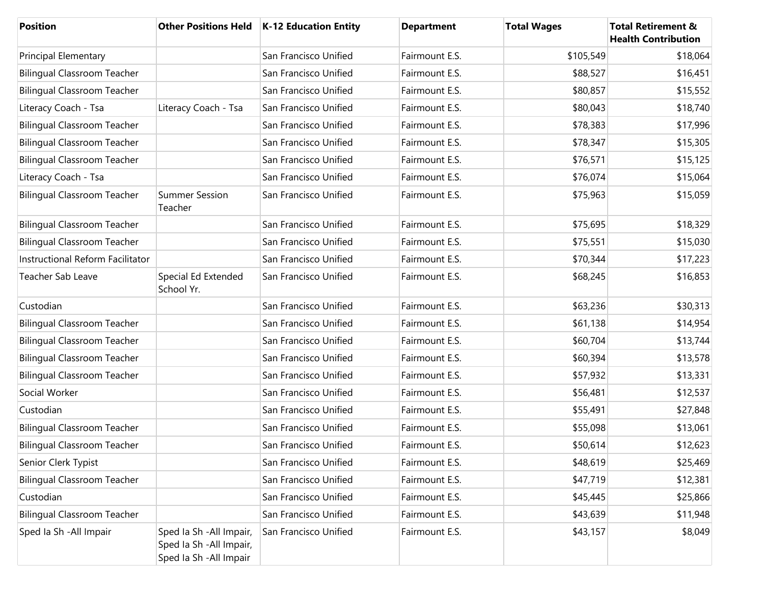| Position | Other Positions Held | K-12 Education Entity | Department | Total Wages | Total Retirement & Health Contribution |
|---|---|---|---|---|---|
| Principal Elementary | | San Francisco Unified | Fairmount E.S. | $105,549 | $18,064 |
| Bilingual Classroom Teacher | | San Francisco Unified | Fairmount E.S. | $88,527 | $16,451 |
| Bilingual Classroom Teacher | | San Francisco Unified | Fairmount E.S. | $80,857 | $15,552 |
| Literacy Coach - Tsa | Literacy Coach - Tsa | San Francisco Unified | Fairmount E.S. | $80,043 | $18,740 |
| Bilingual Classroom Teacher | | San Francisco Unified | Fairmount E.S. | $78,383 | $17,996 |
| Bilingual Classroom Teacher | | San Francisco Unified | Fairmount E.S. | $78,347 | $15,305 |
| Bilingual Classroom Teacher | | San Francisco Unified | Fairmount E.S. | $76,571 | $15,125 |
| Literacy Coach - Tsa | | San Francisco Unified | Fairmount E.S. | $76,074 | $15,064 |
| Bilingual Classroom Teacher | Summer Session Teacher | San Francisco Unified | Fairmount E.S. | $75,963 | $15,059 |
| Bilingual Classroom Teacher | | San Francisco Unified | Fairmount E.S. | $75,695 | $18,329 |
| Bilingual Classroom Teacher | | San Francisco Unified | Fairmount E.S. | $75,551 | $15,030 |
| Instructional Reform Facilitator | | San Francisco Unified | Fairmount E.S. | $70,344 | $17,223 |
| Teacher Sab Leave | Special Ed Extended School Yr. | San Francisco Unified | Fairmount E.S. | $68,245 | $16,853 |
| Custodian | | San Francisco Unified | Fairmount E.S. | $63,236 | $30,313 |
| Bilingual Classroom Teacher | | San Francisco Unified | Fairmount E.S. | $61,138 | $14,954 |
| Bilingual Classroom Teacher | | San Francisco Unified | Fairmount E.S. | $60,704 | $13,744 |
| Bilingual Classroom Teacher | | San Francisco Unified | Fairmount E.S. | $60,394 | $13,578 |
| Bilingual Classroom Teacher | | San Francisco Unified | Fairmount E.S. | $57,932 | $13,331 |
| Social Worker | | San Francisco Unified | Fairmount E.S. | $56,481 | $12,537 |
| Custodian | | San Francisco Unified | Fairmount E.S. | $55,491 | $27,848 |
| Bilingual Classroom Teacher | | San Francisco Unified | Fairmount E.S. | $55,098 | $13,061 |
| Bilingual Classroom Teacher | | San Francisco Unified | Fairmount E.S. | $50,614 | $12,623 |
| Senior Clerk Typist | | San Francisco Unified | Fairmount E.S. | $48,619 | $25,469 |
| Bilingual Classroom Teacher | | San Francisco Unified | Fairmount E.S. | $47,719 | $12,381 |
| Custodian | | San Francisco Unified | Fairmount E.S. | $45,445 | $25,866 |
| Bilingual Classroom Teacher | | San Francisco Unified | Fairmount E.S. | $43,639 | $11,948 |
| Sped Ia Sh -All Impair | Sped Ia Sh -All Impair, Sped Ia Sh -All Impair, Sped Ia Sh -All Impair | San Francisco Unified | Fairmount E.S. | $43,157 | $8,049 |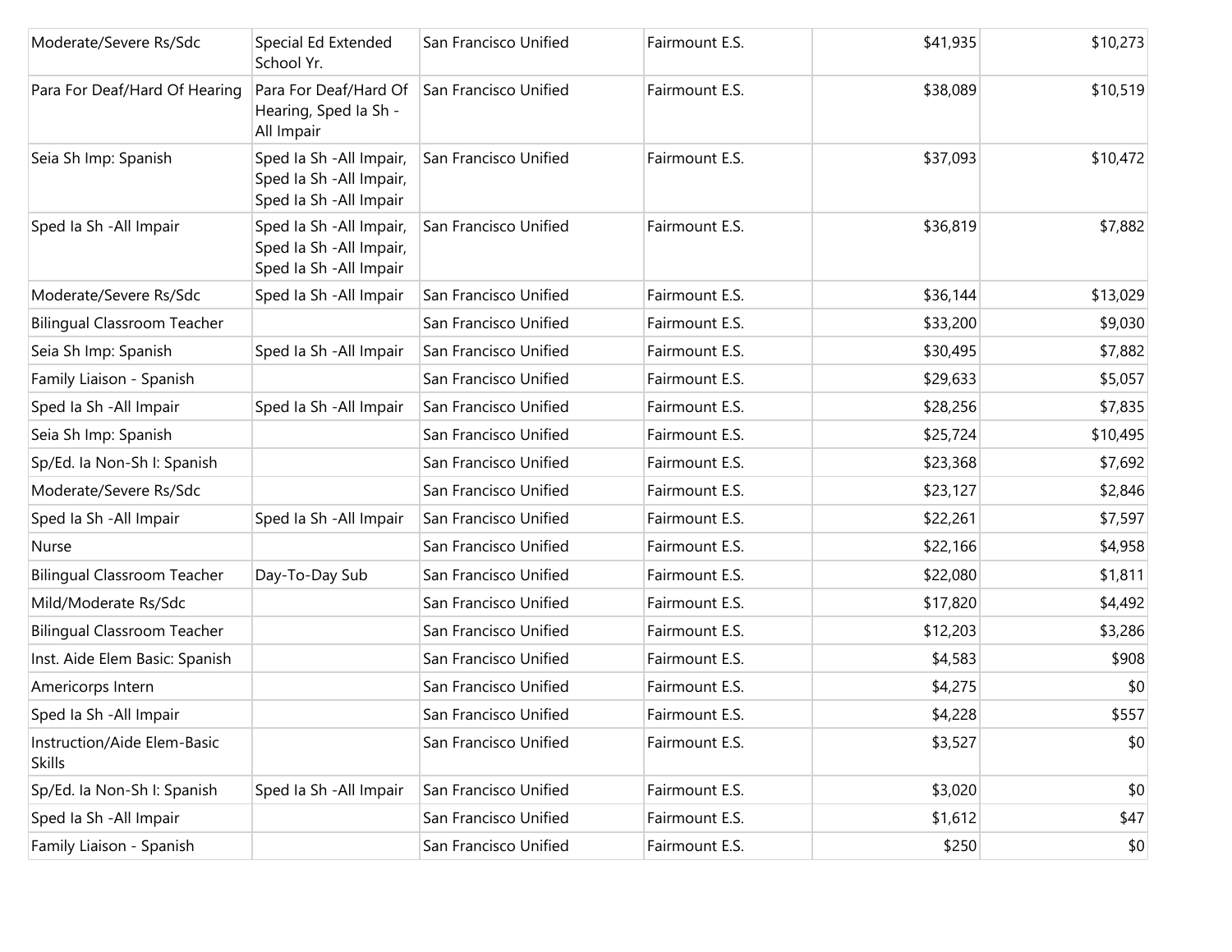| | | | | | |
|---|---|---|---|---|---|
| Moderate/Severe Rs/Sdc | Special Ed Extended School Yr. | San Francisco Unified | Fairmount E.S. | $41,935 | $10,273 |
| Para For Deaf/Hard Of Hearing | Para For Deaf/Hard Of Hearing, Sped Ia Sh - All Impair | San Francisco Unified | Fairmount E.S. | $38,089 | $10,519 |
| Seia Sh Imp: Spanish | Sped Ia Sh -All Impair, Sped Ia Sh -All Impair, Sped Ia Sh -All Impair | San Francisco Unified | Fairmount E.S. | $37,093 | $10,472 |
| Sped Ia Sh -All Impair | Sped Ia Sh -All Impair, Sped Ia Sh -All Impair, Sped Ia Sh -All Impair | San Francisco Unified | Fairmount E.S. | $36,819 | $7,882 |
| Moderate/Severe Rs/Sdc | Sped Ia Sh -All Impair | San Francisco Unified | Fairmount E.S. | $36,144 | $13,029 |
| Bilingual Classroom Teacher | | San Francisco Unified | Fairmount E.S. | $33,200 | $9,030 |
| Seia Sh Imp: Spanish | Sped Ia Sh -All Impair | San Francisco Unified | Fairmount E.S. | $30,495 | $7,882 |
| Family Liaison - Spanish | | San Francisco Unified | Fairmount E.S. | $29,633 | $5,057 |
| Sped Ia Sh -All Impair | Sped Ia Sh -All Impair | San Francisco Unified | Fairmount E.S. | $28,256 | $7,835 |
| Seia Sh Imp: Spanish | | San Francisco Unified | Fairmount E.S. | $25,724 | $10,495 |
| Sp/Ed. Ia Non-Sh I: Spanish | | San Francisco Unified | Fairmount E.S. | $23,368 | $7,692 |
| Moderate/Severe Rs/Sdc | | San Francisco Unified | Fairmount E.S. | $23,127 | $2,846 |
| Sped Ia Sh -All Impair | Sped Ia Sh -All Impair | San Francisco Unified | Fairmount E.S. | $22,261 | $7,597 |
| Nurse | | San Francisco Unified | Fairmount E.S. | $22,166 | $4,958 |
| Bilingual Classroom Teacher | Day-To-Day Sub | San Francisco Unified | Fairmount E.S. | $22,080 | $1,811 |
| Mild/Moderate Rs/Sdc | | San Francisco Unified | Fairmount E.S. | $17,820 | $4,492 |
| Bilingual Classroom Teacher | | San Francisco Unified | Fairmount E.S. | $12,203 | $3,286 |
| Inst. Aide Elem Basic: Spanish | | San Francisco Unified | Fairmount E.S. | $4,583 | $908 |
| Americorps Intern | | San Francisco Unified | Fairmount E.S. | $4,275 | $0 |
| Sped Ia Sh -All Impair | | San Francisco Unified | Fairmount E.S. | $4,228 | $557 |
| Instruction/Aide Elem-Basic Skills | | San Francisco Unified | Fairmount E.S. | $3,527 | $0 |
| Sp/Ed. Ia Non-Sh I: Spanish | Sped Ia Sh -All Impair | San Francisco Unified | Fairmount E.S. | $3,020 | $0 |
| Sped Ia Sh -All Impair | | San Francisco Unified | Fairmount E.S. | $1,612 | $47 |
| Family Liaison - Spanish | | San Francisco Unified | Fairmount E.S. | $250 | $0 |